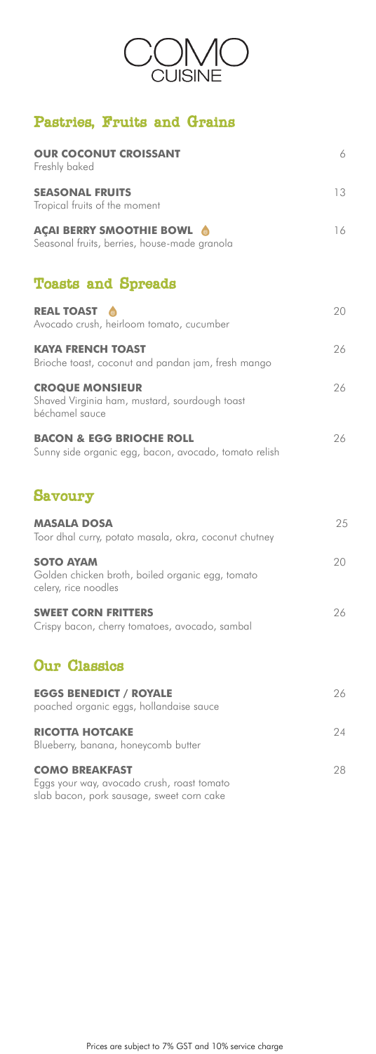# COMO CUISINE

## Pastries, Fruits and Grains

**OUR COCONUT CROISSANT** 6
Freshly baked

**SEASONAL FRUITS** 13
Tropical fruits of the moment

**AÇAI BERRY SMOOTHIE BOWL** 16
Seasonal fruits, berries, house-made granola

## Toasts and Spreads

**REAL TOAST** 20
Avocado crush, heirloom tomato, cucumber

**KAYA FRENCH TOAST** 26
Brioche toast, coconut and pandan jam, fresh mango

**CROQUE MONSIEUR** 26
Shaved Virginia ham, mustard, sourdough toast
béchamel sauce

**BACON & EGG BRIOCHE ROLL** 26
Sunny side organic egg, bacon, avocado, tomato relish

## Savoury

**MASALA DOSA** 25
Toor dhal curry, potato masala, okra, coconut chutney

**SOTO AYAM** 20
Golden chicken broth, boiled organic egg, tomato
celery, rice noodles

**SWEET CORN FRITTERS** 26
Crispy bacon, cherry tomatoes, avocado, sambal

## Our Classics

**EGGS BENEDICT / ROYALE** 26
poached organic eggs, hollandaise sauce

**RICOTTA HOTCAKE** 24
Blueberry, banana, honeycomb butter

**COMO BREAKFAST** 28
Eggs your way, avocado crush, roast tomato
slab bacon, pork sausage, sweet corn cake

Prices are subject to 7% GST and 10% service charge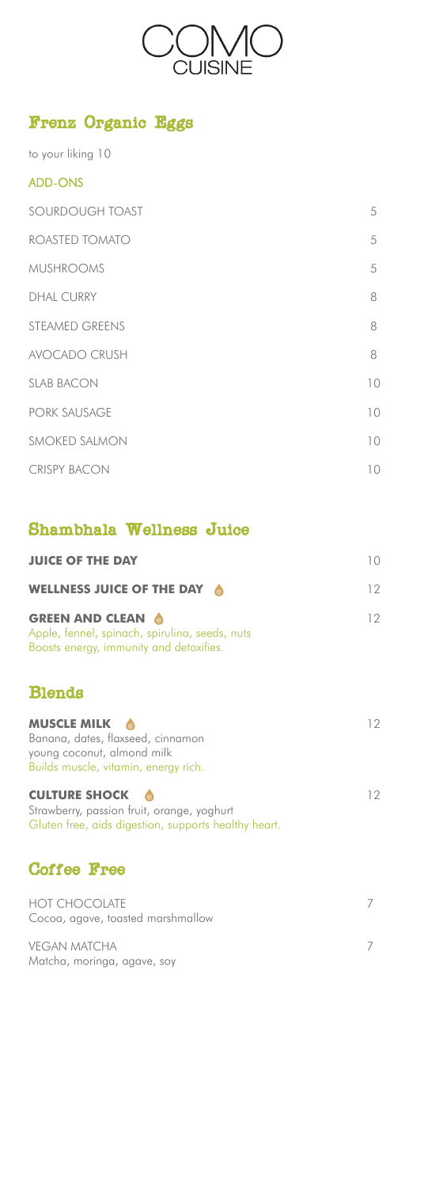# COMO CUISINE

## Frenz Organic Eggs

to your liking 10

### ADD-ONS

| | |
|---|---|
| SOURDOUGH TOAST | 5 |
| ROASTED TOMATO | 5 |
| MUSHROOMS | 5 |
| DHAL CURRY | 8 |
| STEAMED GREENS | 8 |
| AVOCADO CRUSH | 8 |
| SLAB BACON | 10 |
| PORK SAUSAGE | 10 |
| SMOKED SALMON | 10 |
| CRISPY BACON | 10 |

## Shambhala Wellness Juice

**JUICE OF THE DAY** 10

**WELLNESS JUICE OF THE DAY** 12

**GREEN AND CLEAN** 12
Apple, fennel, spinach, spirulina, seeds, nuts
Boosts energy, immunity and detoxifies.

## Blends

**MUSCLE MILK** 12
Banana, dates, flaxseed, cinnamon
young coconut, almond milk
Builds muscle, vitamin, energy rich.

**CULTURE SHOCK** 12
Strawberry, passion fruit, orange, yoghurt
Gluten free, aids digestion, supports healthy heart.

## Coffee Free

HOT CHOCOLATE 7
Cocoa, agave, toasted marshmallow

VEGAN MATCHA 7
Matcha, moringa, agave, soy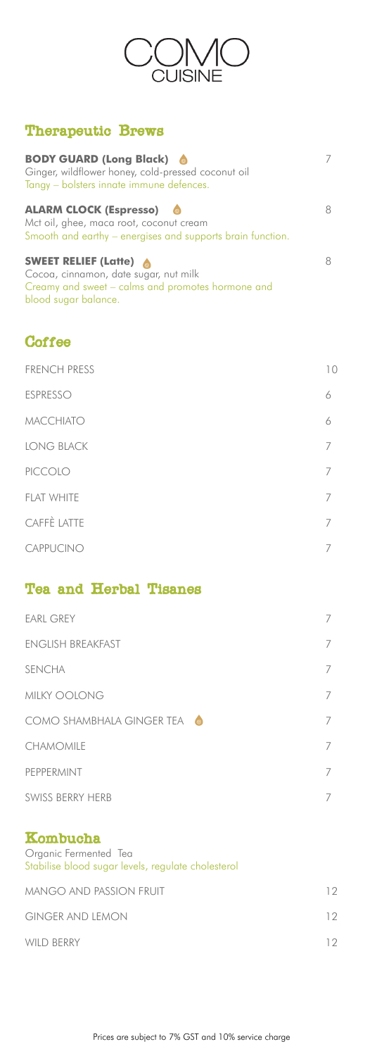# COMO CUISINE

## Therapeutic Brews

| | |
|---|---|
| **BODY GUARD (Long Black)**<br>Ginger, wildflower honey, cold-pressed coconut oil<br>Tangy – bolsters innate immune defences. | 7 |
| **ALARM CLOCK (Espresso)**<br>Mct oil, ghee, maca root, coconut cream<br>Smooth and earthy – energises and supports brain function. | 8 |
| **SWEET RELIEF (Latte)**<br>Cocoa, cinnamon, date sugar, nut milk<br>Creamy and sweet – calms and promotes hormone and blood sugar balance. | 8 |

## Coffee

| | |
|---|---|
| FRENCH PRESS | 10 |
| ESPRESSO | 6 |
| MACCHIATO | 6 |
| LONG BLACK | 7 |
| PICCOLO | 7 |
| FLAT WHITE | 7 |
| CAFFÈ LATTE | 7 |
| CAPPUCINO | 7 |

## Tea and Herbal Tisanes

| | |
|---|---|
| EARL GREY | 7 |
| ENGLISH BREAKFAST | 7 |
| SENCHA | 7 |
| MILKY OOLONG | 7 |
| COMO SHAMBHALA GINGER TEA | 7 |
| CHAMOMILE | 7 |
| PEPPERMINT | 7 |
| SWISS BERRY HERB | 7 |

## Kombucha

Organic Fermented Tea
Stabilise blood sugar levels, regulate cholesterol

| | |
|---|---|
| MANGO AND PASSION FRUIT | 12 |
| GINGER AND LEMON | 12 |
| WILD BERRY | 12 |

Prices are subject to 7% GST and 10% service charge